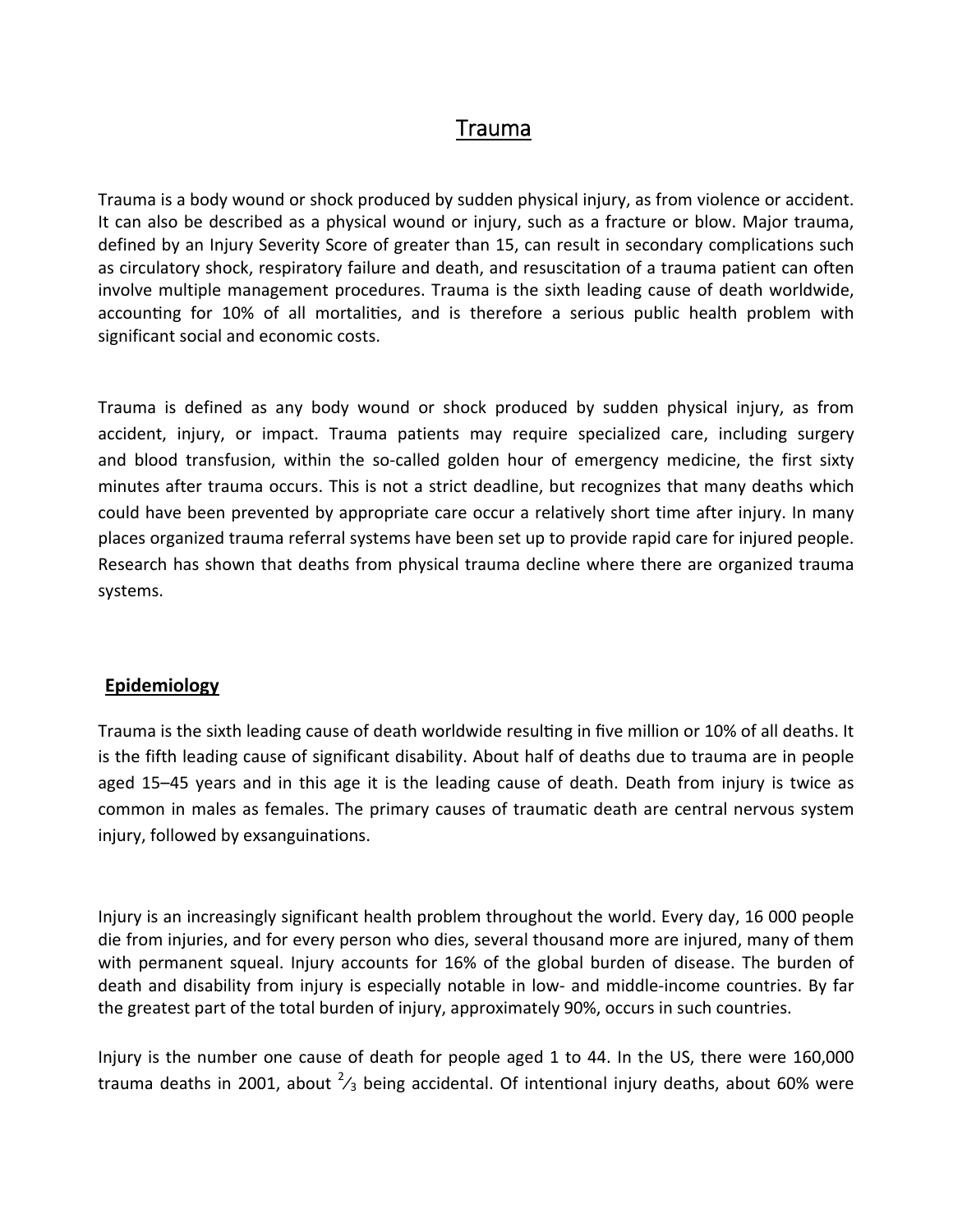# Trauma

Trauma is a body wound or shock produced by sudden physical injury, as from violence or accident. It can also be described as a physical wound or injury, such as a fracture or blow. Major trauma, defined by an Injury Severity Score of greater than 15, can result in secondary complications such as circulatory shock, respiratory failure and death, and resuscitation of a trauma patient can often involve multiple management procedures. Trauma is the sixth leading cause of death worldwide, accounting for 10% of all mortalities, and is therefore a serious public health problem with significant social and economic costs.

Trauma is defined as any body wound or shock produced by sudden physical injury, as from accident, injury, or impact. Trauma patients may require specialized care, including surgery and blood transfusion, within the so-called golden hour of emergency medicine, the first sixty minutes after trauma occurs. This is not a strict deadline, but recognizes that many deaths which could have been prevented by appropriate care occur a relatively short time after injury. In many places organized trauma referral systems have been set up to provide rapid care for injured people. Research has shown that deaths from physical trauma decline where there are organized trauma systems.

## Epidemiology

Trauma is the sixth leading cause of death worldwide resulting in five million or 10% of all deaths. It is the fifth leading cause of significant disability. About half of deaths due to trauma are in people aged 15–45 years and in this age it is the leading cause of death. Death from injury is twice as common in males as females. The primary causes of traumatic death are central nervous system injury, followed by exsanguinations.

Injury is an increasingly significant health problem throughout the world. Every day, 16 000 people die from injuries, and for every person who dies, several thousand more are injured, many of them with permanent squeal. Injury accounts for 16% of the global burden of disease. The burden of death and disability from injury is especially notable in low- and middle-income countries. By far the greatest part of the total burden of injury, approximately 90%, occurs in such countries.

Injury is the number one cause of death for people aged 1 to 44. In the US, there were 160,000 trauma deaths in 2001, about ⅔ being accidental. Of intentional injury deaths, about 60% were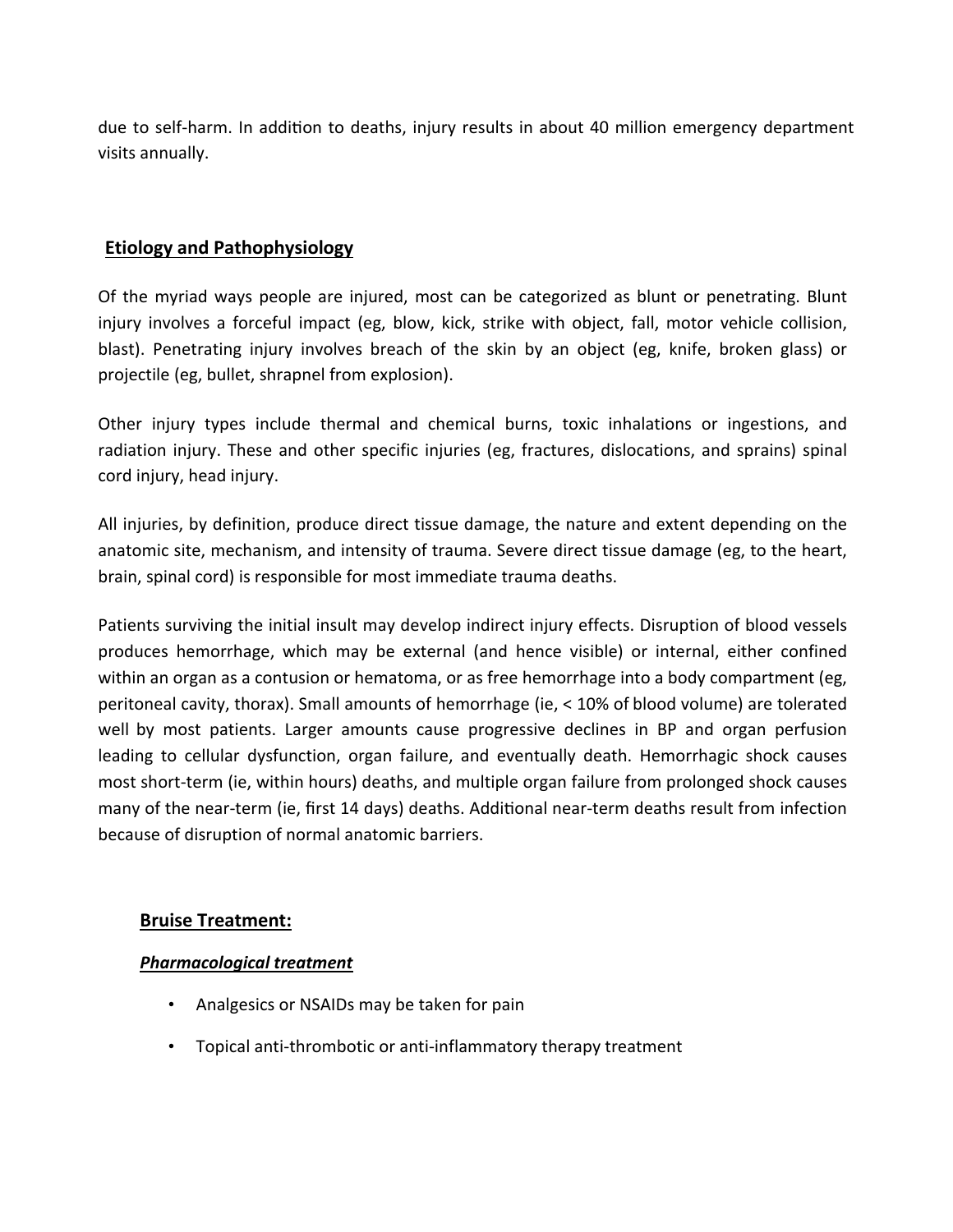due to self-harm. In addition to deaths, injury results in about 40 million emergency department visits annually.

## Etiology and Pathophysiology

Of the myriad ways people are injured, most can be categorized as blunt or penetrating. Blunt injury involves a forceful impact (eg, blow, kick, strike with object, fall, motor vehicle collision, blast). Penetrating injury involves breach of the skin by an object (eg, knife, broken glass) or projectile (eg, bullet, shrapnel from explosion).

Other injury types include thermal and chemical burns, toxic inhalations or ingestions, and radiation injury. These and other specific injuries (eg, fractures, dislocations, and sprains) spinal cord injury, head injury.

All injuries, by definition, produce direct tissue damage, the nature and extent depending on the anatomic site, mechanism, and intensity of trauma. Severe direct tissue damage (eg, to the heart, brain, spinal cord) is responsible for most immediate trauma deaths.

Patients surviving the initial insult may develop indirect injury effects. Disruption of blood vessels produces hemorrhage, which may be external (and hence visible) or internal, either confined within an organ as a contusion or hematoma, or as free hemorrhage into a body compartment (eg, peritoneal cavity, thorax). Small amounts of hemorrhage (ie, < 10% of blood volume) are tolerated well by most patients. Larger amounts cause progressive declines in BP and organ perfusion leading to cellular dysfunction, organ failure, and eventually death. Hemorrhagic shock causes most short-term (ie, within hours) deaths, and multiple organ failure from prolonged shock causes many of the near-term (ie, first 14 days) deaths. Additional near-term deaths result from infection because of disruption of normal anatomic barriers.

### Bruise Treatment:

***Pharmacological treatment***

- Analgesics or NSAIDs may be taken for pain
- Topical anti-thrombotic or anti-inflammatory therapy treatment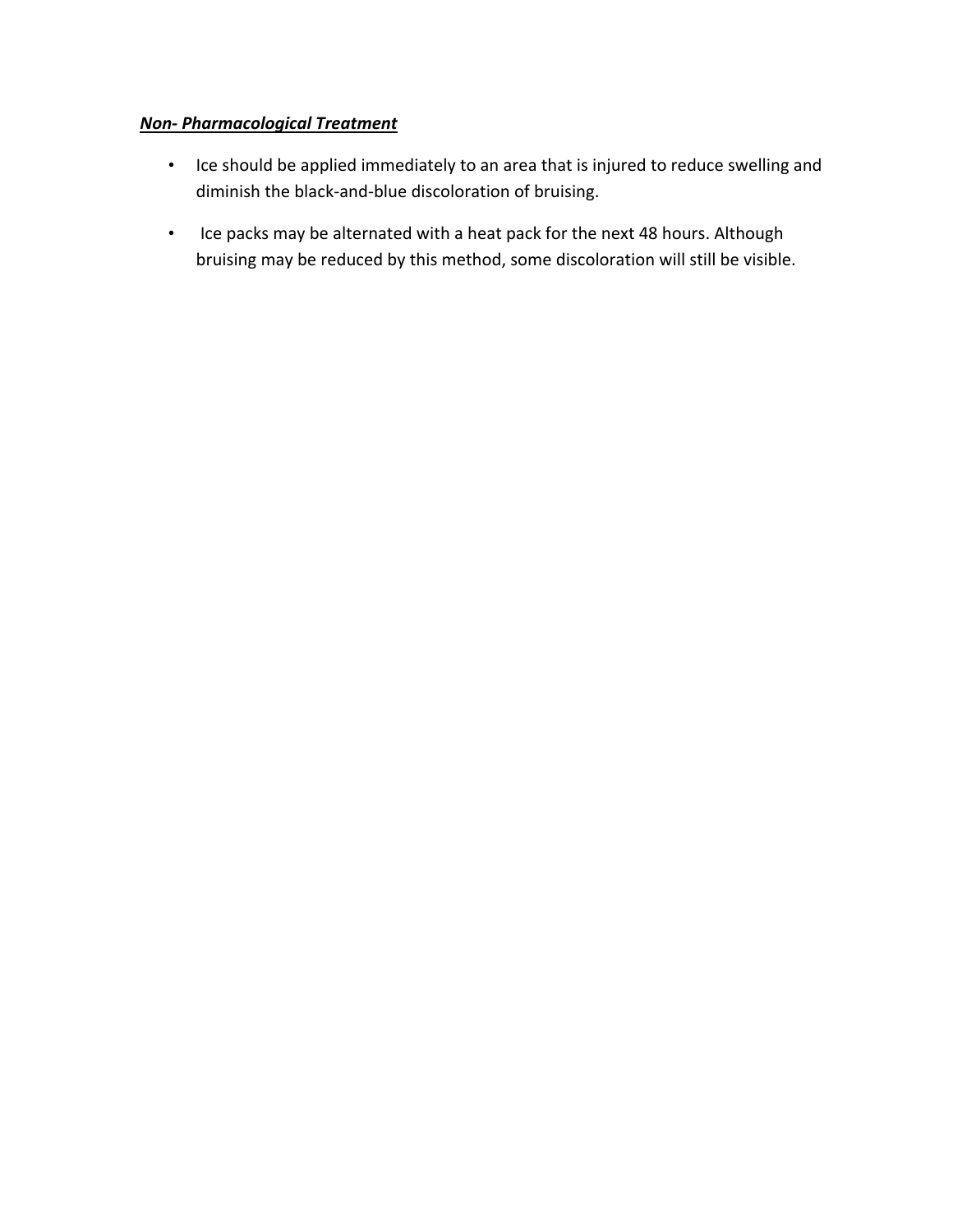***Non- Pharmacological Treatment***

- Ice should be applied immediately to an area that is injured to reduce swelling and diminish the black-and-blue discoloration of bruising.
- Ice packs may be alternated with a heat pack for the next 48 hours. Although bruising may be reduced by this method, some discoloration will still be visible.